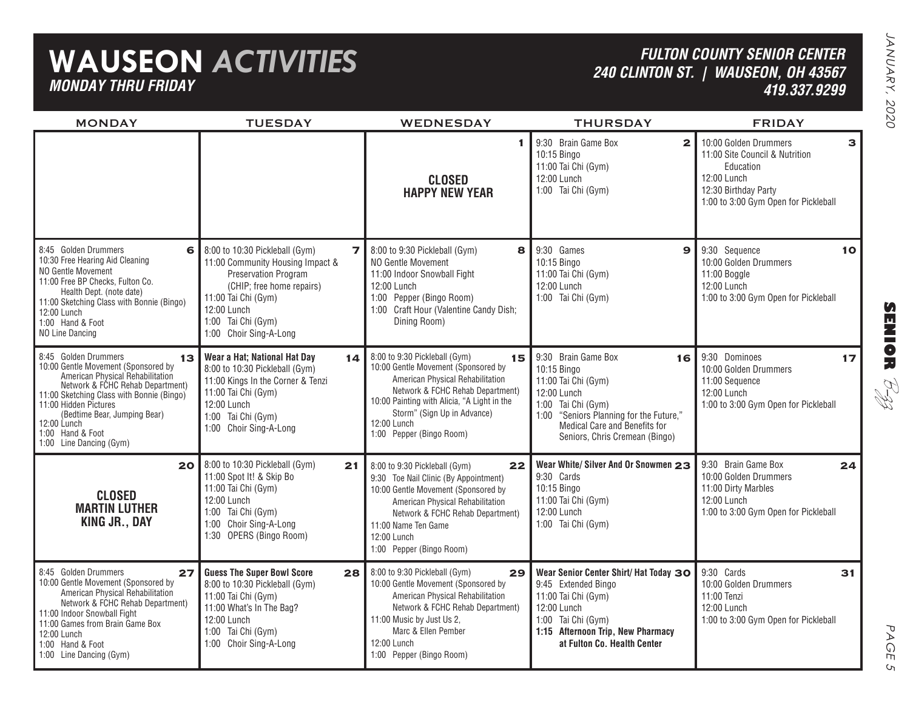# WAUSEON *ACTIVITIES*

***MONDAY THRU FRIDAY***

***FULTON COUNTY SENIOR CENTER***
***240 CLINTON ST. | WAUSEON, OH 43567***
***419.337.9299***

| MONDAY | TUESDAY | WEDNESDAY | THURSDAY | FRIDAY |
|---|---|---|---|---|
| | | **1**<br>**CLOSED**<br>**HAPPY NEW YEAR** | **2**<br>9:30 Brain Game Box<br>10:15 Bingo<br>11:00 Tai Chi (Gym)<br>12:00 Lunch<br>1:00 Tai Chi (Gym) | **3**<br>10:00 Golden Drummers<br>11:00 Site Council & Nutrition Education<br>12:00 Lunch<br>12:30 Birthday Party<br>1:00 to 3:00 Gym Open for Pickleball |
| **6**<br>8:45 Golden Drummers<br>10:30 Free Hearing Aid Cleaning<br>NO Gentle Movement<br>11:00 Free BP Checks, Fulton Co. Health Dept. (note date)<br>11:00 Sketching Class with Bonnie (Bingo)<br>12:00 Lunch<br>1:00 Hand & Foot<br>NO Line Dancing | **7**<br>8:00 to 10:30 Pickleball (Gym)<br>11:00 Community Housing Impact & Preservation Program (CHIP; free home repairs)<br>11:00 Tai Chi (Gym)<br>12:00 Lunch<br>1:00 Tai Chi (Gym)<br>1:00 Choir Sing-A-Long | **8**<br>8:00 to 9:30 Pickleball (Gym)<br>NO Gentle Movement<br>11:00 Indoor Snowball Fight<br>12:00 Lunch<br>1:00 Pepper (Bingo Room)<br>1:00 Craft Hour (Valentine Candy Dish; Dining Room) | **9**<br>9:30 Games<br>10:15 Bingo<br>11:00 Tai Chi (Gym)<br>12:00 Lunch<br>1:00 Tai Chi (Gym) | **10**<br>9:30 Sequence<br>10:00 Golden Drummers<br>11:00 Boggle<br>12:00 Lunch<br>1:00 to 3:00 Gym Open for Pickleball |
| **13**<br>8:45 Golden Drummers<br>10:00 Gentle Movement (Sponsored by American Physical Rehabilitation Network & FCHC Rehab Department)<br>11:00 Sketching Class with Bonnie (Bingo)<br>11:00 Hidden Pictures (Bedtime Bear, Jumping Bear)<br>12:00 Lunch<br>1:00 Hand & Foot<br>1:00 Line Dancing (Gym) | **14**<br>**Wear a Hat; National Hat Day**<br>8:00 to 10:30 Pickleball (Gym)<br>11:00 Kings In the Corner & Tenzi<br>11:00 Tai Chi (Gym)<br>12:00 Lunch<br>1:00 Tai Chi (Gym)<br>1:00 Choir Sing-A-Long | **15**<br>8:00 to 9:30 Pickleball (Gym)<br>10:00 Gentle Movement (Sponsored by American Physical Rehabilitation Network & FCHC Rehab Department)<br>10:00 Painting with Alicia, "A Light in the Storm" (Sign Up in Advance)<br>12:00 Lunch<br>1:00 Pepper (Bingo Room) | **16**<br>9:30 Brain Game Box<br>10:15 Bingo<br>11:00 Tai Chi (Gym)<br>12:00 Lunch<br>1:00 Tai Chi (Gym)<br>1:00 "Seniors Planning for the Future," Medical Care and Benefits for Seniors, Chris Cremean (Bingo) | **17**<br>9:30 Dominoes<br>10:00 Golden Drummers<br>11:00 Sequence<br>12:00 Lunch<br>1:00 to 3:00 Gym Open for Pickleball |
| **20**<br>**CLOSED**<br>**MARTIN LUTHER KING JR., DAY** | **21**<br>8:00 to 10:30 Pickleball (Gym)<br>11:00 Spot It! & Skip Bo<br>11:00 Tai Chi (Gym)<br>12:00 Lunch<br>1:00 Tai Chi (Gym)<br>1:00 Choir Sing-A-Long<br>1:30 OPERS (Bingo Room) | **22**<br>8:00 to 9:30 Pickleball (Gym)<br>9:30 Toe Nail Clinic (By Appointment)<br>10:00 Gentle Movement (Sponsored by American Physical Rehabilitation Network & FCHC Rehab Department)<br>11:00 Name Ten Game<br>12:00 Lunch<br>1:00 Pepper (Bingo Room) | **23**<br>**Wear White/ Silver And Or Snowmen**<br>9:30 Cards<br>10:15 Bingo<br>11:00 Tai Chi (Gym)<br>12:00 Lunch<br>1:00 Tai Chi (Gym) | **24**<br>9:30 Brain Game Box<br>10:00 Golden Drummers<br>11:00 Dirty Marbles<br>12:00 Lunch<br>1:00 to 3:00 Gym Open for Pickleball |
| **27**<br>8:45 Golden Drummers<br>10:00 Gentle Movement (Sponsored by American Physical Rehabilitation Network & FCHC Rehab Department)<br>11:00 Indoor Snowball Fight<br>11:00 Games from Brain Game Box<br>12:00 Lunch<br>1:00 Hand & Foot<br>1:00 Line Dancing (Gym) | **28**<br>**Guess The Super Bowl Score**<br>8:00 to 10:30 Pickleball (Gym)<br>11:00 Tai Chi (Gym)<br>11:00 What's In The Bag?<br>12:00 Lunch<br>1:00 Tai Chi (Gym)<br>1:00 Choir Sing-A-Long | **29**<br>8:00 to 9:30 Pickleball (Gym)<br>10:00 Gentle Movement (Sponsored by American Physical Rehabilitation Network & FCHC Rehab Department)<br>11:00 Music by Just Us 2, Marc & Ellen Pember<br>12:00 Lunch<br>1:00 Pepper (Bingo Room) | **30**<br>**Wear Senior Center Shirt/ Hat Today**<br>9:45 Extended Bingo<br>11:00 Tai Chi (Gym)<br>12:00 Lunch<br>1:00 Tai Chi (Gym)<br>**1:15 Afternoon Trip, New Pharmacy at Fulton Co. Health Center** | **31**<br>9:30 Cards<br>10:00 Golden Drummers<br>11:00 Tenzi<br>12:00 Lunch<br>1:00 to 3:00 Gym Open for Pickleball |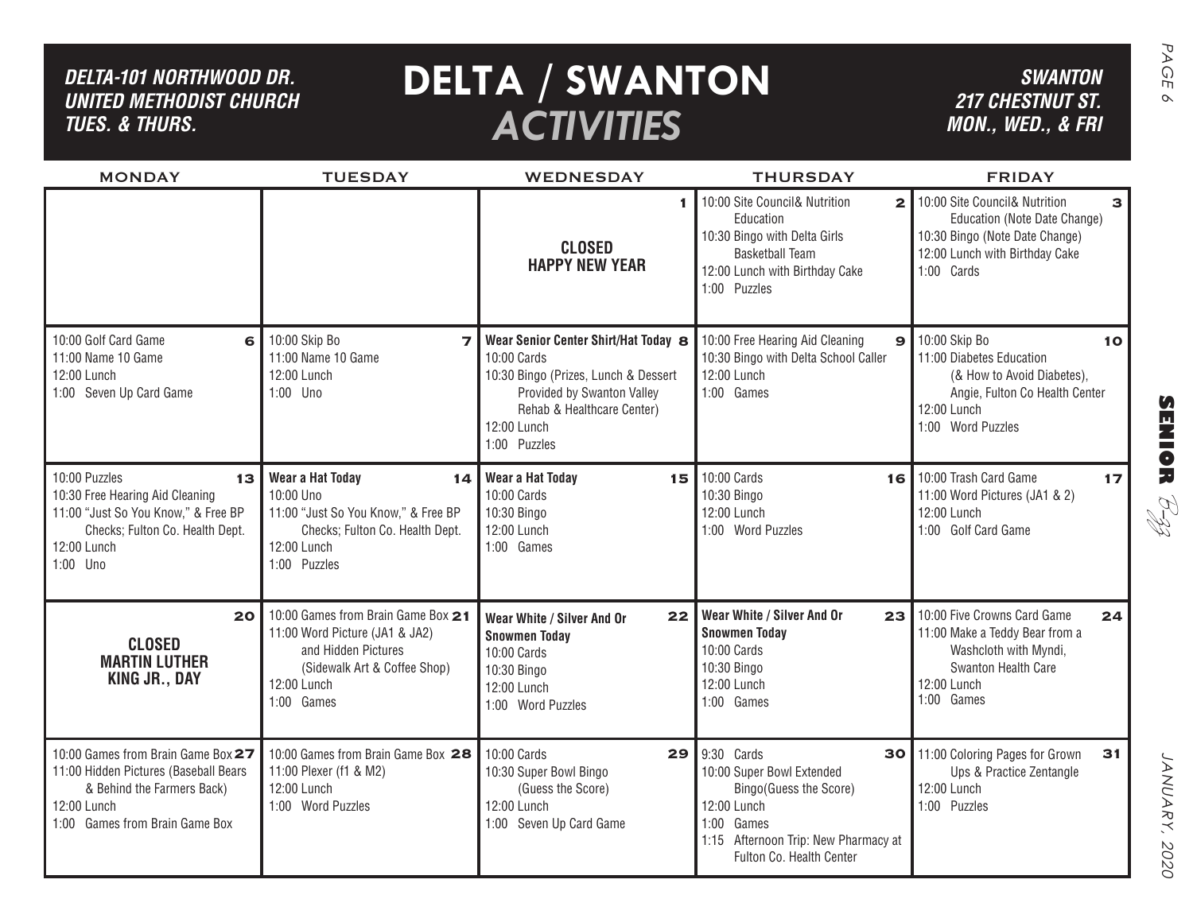# DELTA / SWANTON *ACTIVITIES*

***DELTA-101 NORTHWOOD DR. UNITED METHODIST CHURCH TUES. & THURS.***

***SWANTON 217 CHESTNUT ST. MON., WED., & FRI***

| MONDAY | TUESDAY | WEDNESDAY | THURSDAY | FRIDAY |
|---|---|---|---|---|
| | | **1** **CLOSED HAPPY NEW YEAR** | **2** 10:00 Site Council& Nutrition Education<br>10:30 Bingo with Delta Girls Basketball Team<br>12:00 Lunch with Birthday Cake<br>1:00 Puzzles | **3** 10:00 Site Council& Nutrition Education (Note Date Change)<br>10:30 Bingo (Note Date Change)<br>12:00 Lunch with Birthday Cake<br>1:00 Cards |
| **6** 10:00 Golf Card Game<br>11:00 Name 10 Game<br>12:00 Lunch<br>1:00 Seven Up Card Game | **7** 10:00 Skip Bo<br>11:00 Name 10 Game<br>12:00 Lunch<br>1:00 Uno | **8** **Wear Senior Center Shirt/Hat Today**<br>10:00 Cards<br>10:30 Bingo (Prizes, Lunch & Dessert Provided by Swanton Valley Rehab & Healthcare Center)<br>12:00 Lunch<br>1:00 Puzzles | **9** 10:00 Free Hearing Aid Cleaning<br>10:30 Bingo with Delta School Caller<br>12:00 Lunch<br>1:00 Games | **10** 10:00 Skip Bo<br>11:00 Diabetes Education (& How to Avoid Diabetes), Angie, Fulton Co Health Center<br>12:00 Lunch<br>1:00 Word Puzzles |
| **13** 10:00 Puzzles<br>10:30 Free Hearing Aid Cleaning<br>11:00 "Just So You Know," & Free BP Checks; Fulton Co. Health Dept.<br>12:00 Lunch<br>1:00 Uno | **14** **Wear a Hat Today**<br>10:00 Uno<br>11:00 "Just So You Know," & Free BP Checks; Fulton Co. Health Dept.<br>12:00 Lunch<br>1:00 Puzzles | **15** **Wear a Hat Today**<br>10:00 Cards<br>10:30 Bingo<br>12:00 Lunch<br>1:00 Games | **16** 10:00 Cards<br>10:30 Bingo<br>12:00 Lunch<br>1:00 Word Puzzles | **17** 10:00 Trash Card Game<br>11:00 Word Pictures (JA1 & 2)<br>12:00 Lunch<br>1:00 Golf Card Game |
| **20** **CLOSED MARTIN LUTHER KING JR., DAY** | **21** 10:00 Games from Brain Game Box<br>11:00 Word Picture (JA1 & JA2) and Hidden Pictures (Sidewalk Art & Coffee Shop)<br>12:00 Lunch<br>1:00 Games | **22** **Wear White / Silver And Or Snowmen Today**<br>10:00 Cards<br>10:30 Bingo<br>12:00 Lunch<br>1:00 Word Puzzles | **23** **Wear White / Silver And Or Snowmen Today**<br>10:00 Cards<br>10:30 Bingo<br>12:00 Lunch<br>1:00 Games | **24** 10:00 Five Crowns Card Game<br>11:00 Make a Teddy Bear from a Washcloth with Myndi, Swanton Health Care<br>12:00 Lunch<br>1:00 Games |
| **27** 10:00 Games from Brain Game Box<br>11:00 Hidden Pictures (Baseball Bears & Behind the Farmers Back)<br>12:00 Lunch<br>1:00 Games from Brain Game Box | **28** 10:00 Games from Brain Game Box<br>11:00 Plexer (f1 & M2)<br>12:00 Lunch<br>1:00 Word Puzzles | **29** 10:00 Cards<br>10:30 Super Bowl Bingo (Guess the Score)<br>12:00 Lunch<br>1:00 Seven Up Card Game | **30** 9:30 Cards<br>10:00 Super Bowl Extended Bingo(Guess the Score)<br>12:00 Lunch<br>1:00 Games<br>1:15 Afternoon Trip: New Pharmacy at Fulton Co. Health Center | **31** 11:00 Coloring Pages for Grown Ups & Practice Zentangle<br>12:00 Lunch<br>1:00 Puzzles |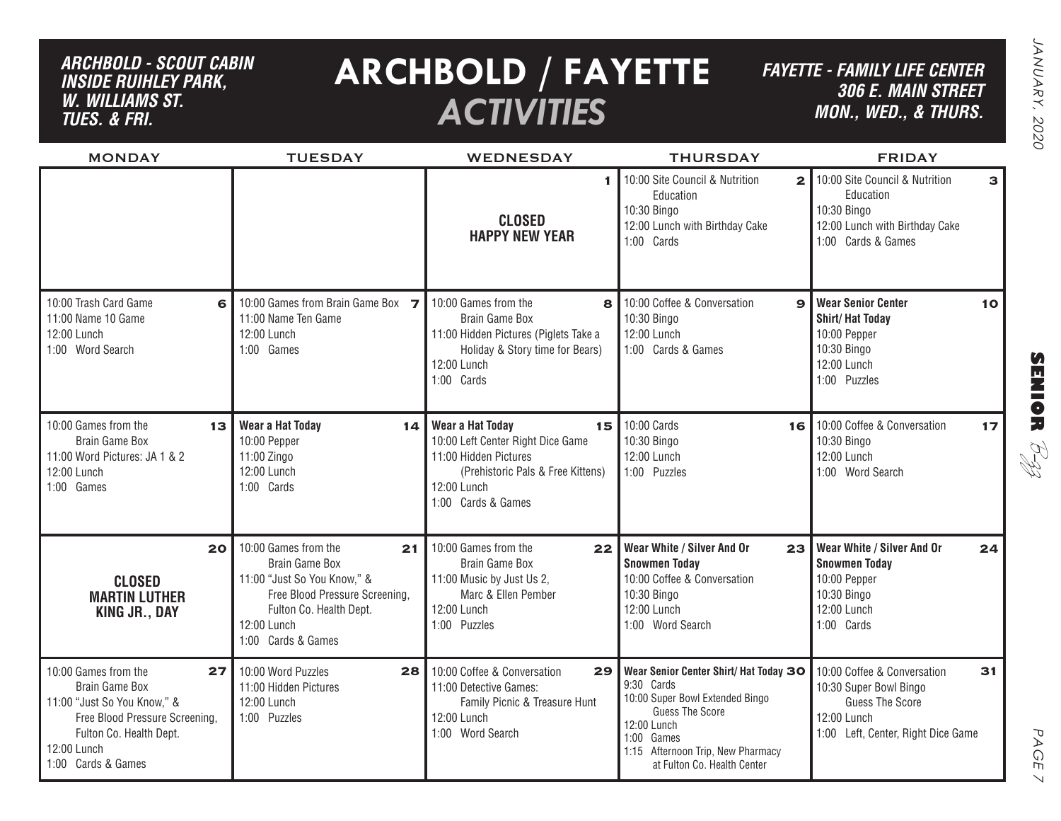**ARCHBOLD - SCOUT CABIN INSIDE RUIHLEY PARK, W. WILLIAMS ST. TUES. & FRI.**

# ARCHBOLD / FAYETTE *ACTIVITIES*

**FAYETTE - FAMILY LIFE CENTER 306 E. MAIN STREET MON., WED., & THURS.**

| MONDAY | TUESDAY | WEDNESDAY | THURSDAY | FRIDAY |
|---|---|---|---|---|
| | | **1**<br>**CLOSED HAPPY NEW YEAR** | **2**<br>10:00 Site Council & Nutrition Education<br>10:30 Bingo<br>12:00 Lunch with Birthday Cake<br>1:00 Cards | **3**<br>10:00 Site Council & Nutrition Education<br>10:30 Bingo<br>12:00 Lunch with Birthday Cake<br>1:00 Cards & Games |
| **6**<br>10:00 Trash Card Game<br>11:00 Name 10 Game<br>12:00 Lunch<br>1:00 Word Search | **7**<br>10:00 Games from Brain Game Box<br>11:00 Name Ten Game<br>12:00 Lunch<br>1:00 Games | **8**<br>10:00 Games from the Brain Game Box<br>11:00 Hidden Pictures (Piglets Take a Holiday & Story time for Bears)<br>12:00 Lunch<br>1:00 Cards | **9**<br>10:00 Coffee & Conversation<br>10:30 Bingo<br>12:00 Lunch<br>1:00 Cards & Games | **10**<br>**Wear Senior Center Shirt/ Hat Today**<br>10:00 Pepper<br>10:30 Bingo<br>12:00 Lunch<br>1:00 Puzzles |
| **13**<br>10:00 Games from the Brain Game Box<br>11:00 Word Pictures: JA 1 & 2<br>12:00 Lunch<br>1:00 Games | **14**<br>**Wear a Hat Today**<br>10:00 Pepper<br>11:00 Zingo<br>12:00 Lunch<br>1:00 Cards | **15**<br>**Wear a Hat Today**<br>10:00 Left Center Right Dice Game<br>11:00 Hidden Pictures (Prehistoric Pals & Free Kittens)<br>12:00 Lunch<br>1:00 Cards & Games | **16**<br>10:00 Cards<br>10:30 Bingo<br>12:00 Lunch<br>1:00 Puzzles | **17**<br>10:00 Coffee & Conversation<br>10:30 Bingo<br>12:00 Lunch<br>1:00 Word Search |
| **20**<br>**CLOSED MARTIN LUTHER KING JR., DAY** | **21**<br>10:00 Games from the Brain Game Box<br>11:00 "Just So You Know," & Free Blood Pressure Screening, Fulton Co. Health Dept.<br>12:00 Lunch<br>1:00 Cards & Games | **22**<br>10:00 Games from the Brain Game Box<br>11:00 Music by Just Us 2, Marc & Ellen Pember<br>12:00 Lunch<br>1:00 Puzzles | **23**<br>**Wear White / Silver And Or Snowmen Today**<br>10:00 Coffee & Conversation<br>10:30 Bingo<br>12:00 Lunch<br>1:00 Word Search | **24**<br>**Wear White / Silver And Or Snowmen Today**<br>10:00 Pepper<br>10:30 Bingo<br>12:00 Lunch<br>1:00 Cards |
| **27**<br>10:00 Games from the Brain Game Box<br>11:00 "Just So You Know," & Free Blood Pressure Screening, Fulton Co. Health Dept.<br>12:00 Lunch<br>1:00 Cards & Games | **28**<br>10:00 Word Puzzles<br>11:00 Hidden Pictures<br>12:00 Lunch<br>1:00 Puzzles | **29**<br>10:00 Coffee & Conversation<br>11:00 Detective Games: Family Picnic & Treasure Hunt<br>12:00 Lunch<br>1:00 Word Search | **30**<br>**Wear Senior Center Shirt/ Hat Today**<br>9:30 Cards<br>10:00 Super Bowl Extended Bingo Guess The Score<br>12:00 Lunch<br>1:00 Games<br>1:15 Afternoon Trip, New Pharmacy at Fulton Co. Health Center | **31**<br>10:00 Coffee & Conversation<br>10:30 Super Bowl Bingo Guess The Score<br>12:00 Lunch<br>1:00 Left, Center, Right Dice Game |